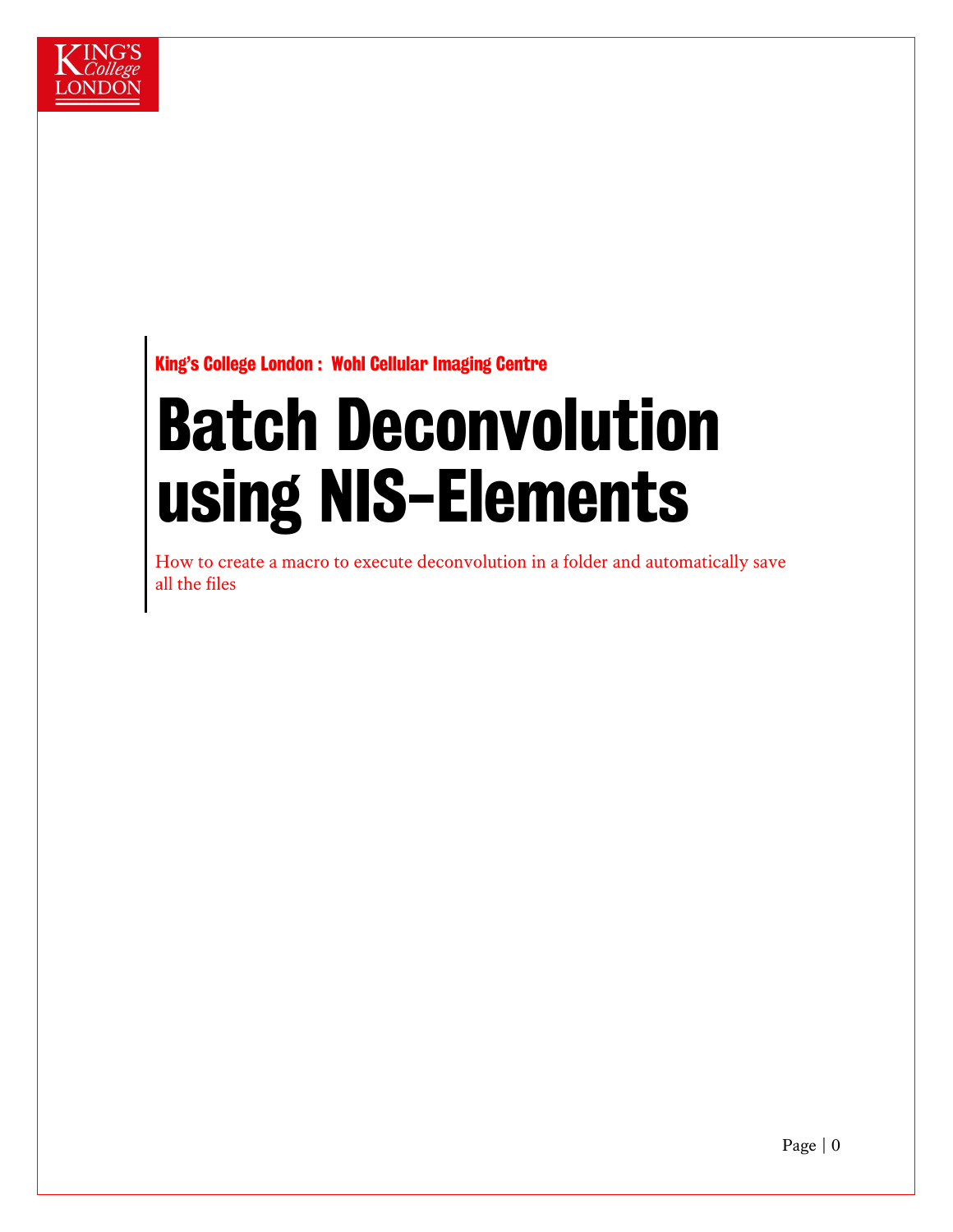King's College London : Wohl Cellular Imaging Centre

# Batch Deconvolution using NIS-Elements

How to create a macro to execute deconvolution in a folder and automatically save all the files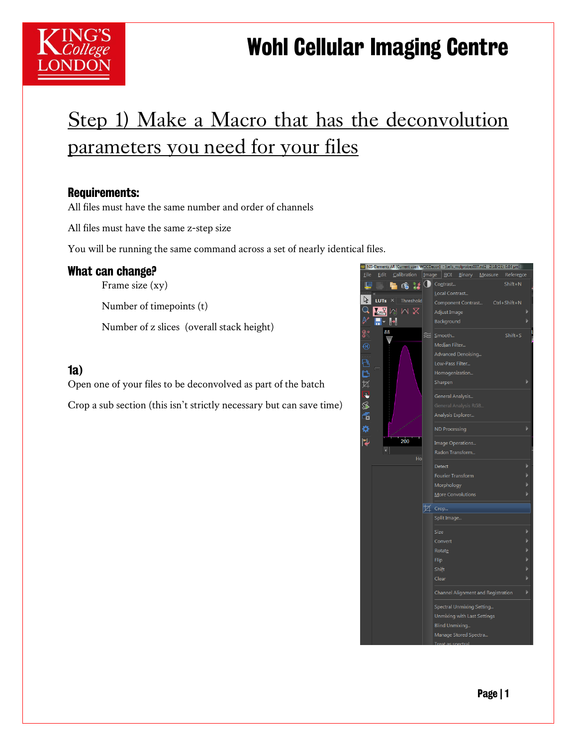## Step 1) Make a Macro that has the deconvolution parameters you need for your files

### Requirements:

All files must have the same number and order of channels

All files must have the same z-step size

You will be running the same command across a set of nearly identical files.

### What can change?

- Frame size (xy)
- Number of timepoints (t)
- Number of z slices (overall stack height)

### 1a)

Open one of your files to be deconvolved as part of the batch

Crop a sub section (this isn't strictly necessary but can save time)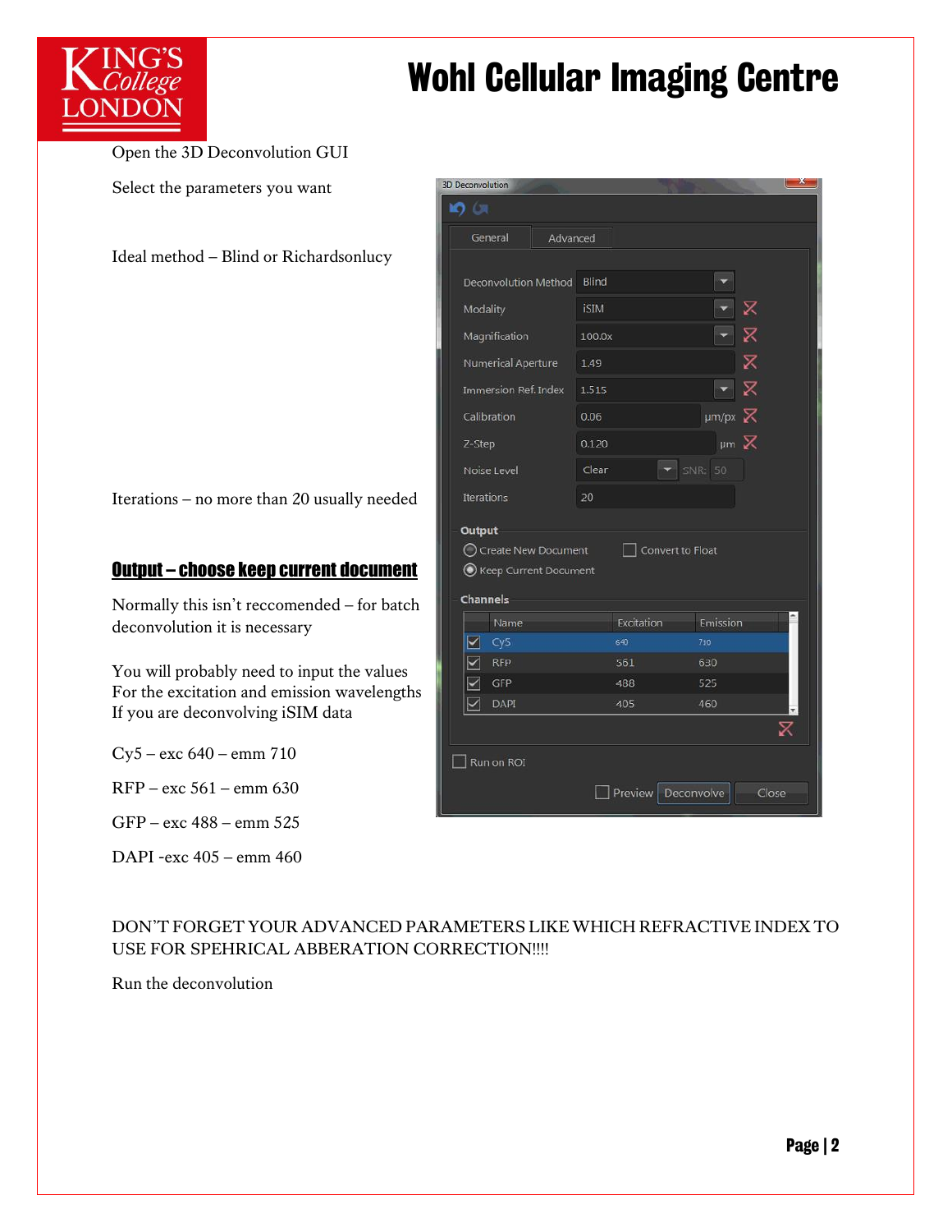Open the 3D Deconvolution GUI

Select the parameters you want

Ideal method – Blind or Richardsonlucy

Iterations – no more than 20 usually needed

**Output – choose keep current document**

Normally this isn't reccomended – for batch deconvolution it is necessary

You will probably need to input the values
For the excitation and emission wavelengths
If you are deconvolving iSIM data

Cy5 – exc 640 – emm 710

RFP – exc 561 – emm 630

GFP – exc 488 – emm 525

DAPI -exc 405 – emm 460

DON'T FORGET YOUR ADVANCED PARAMETERS LIKE WHICH REFRACTIVE INDEX TO USE FOR SPEHRICAL ABBERATION CORRECTION!!!!

Run the deconvolution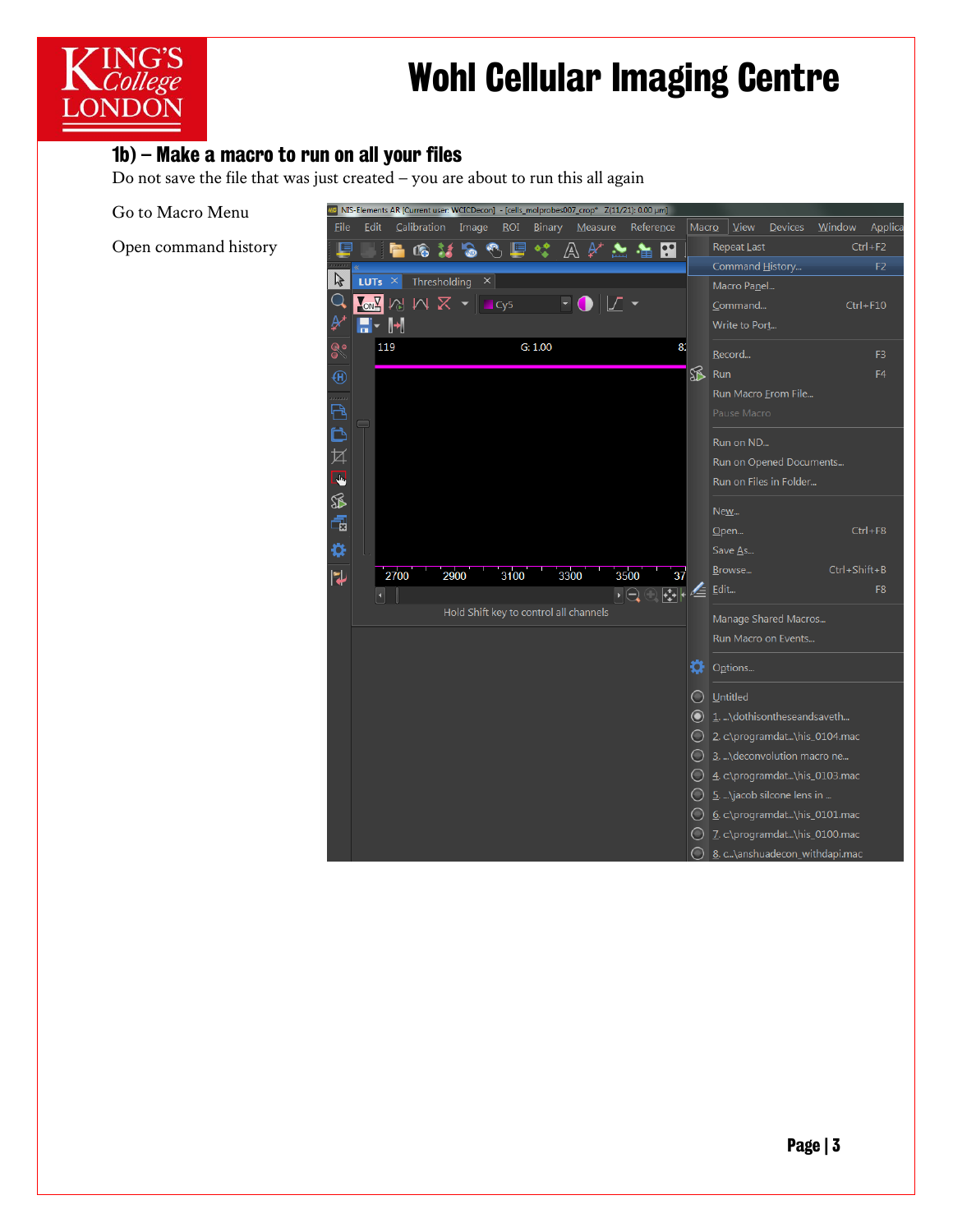## 1b) – Make a macro to run on all your files

Do not save the file that was just created – you are about to run this all again

Go to Macro Menu

Open command history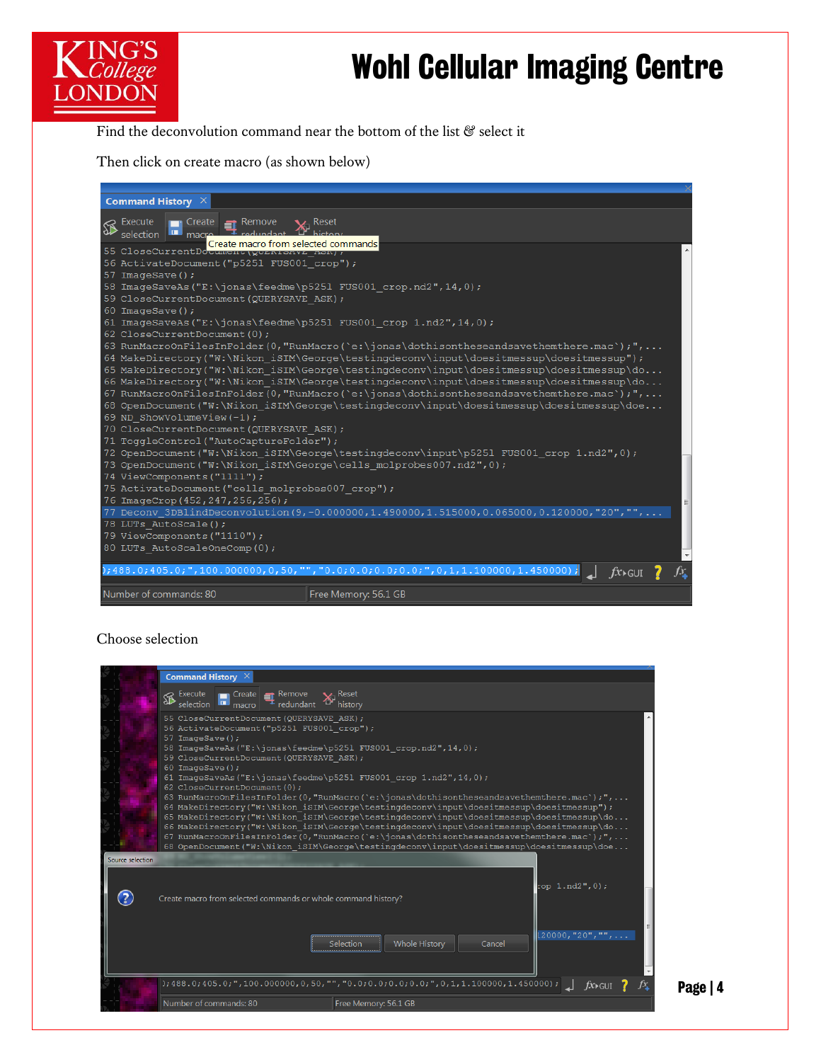Find the deconvolution command near the bottom of the list & select it

Then click on create macro (as shown below)

Choose selection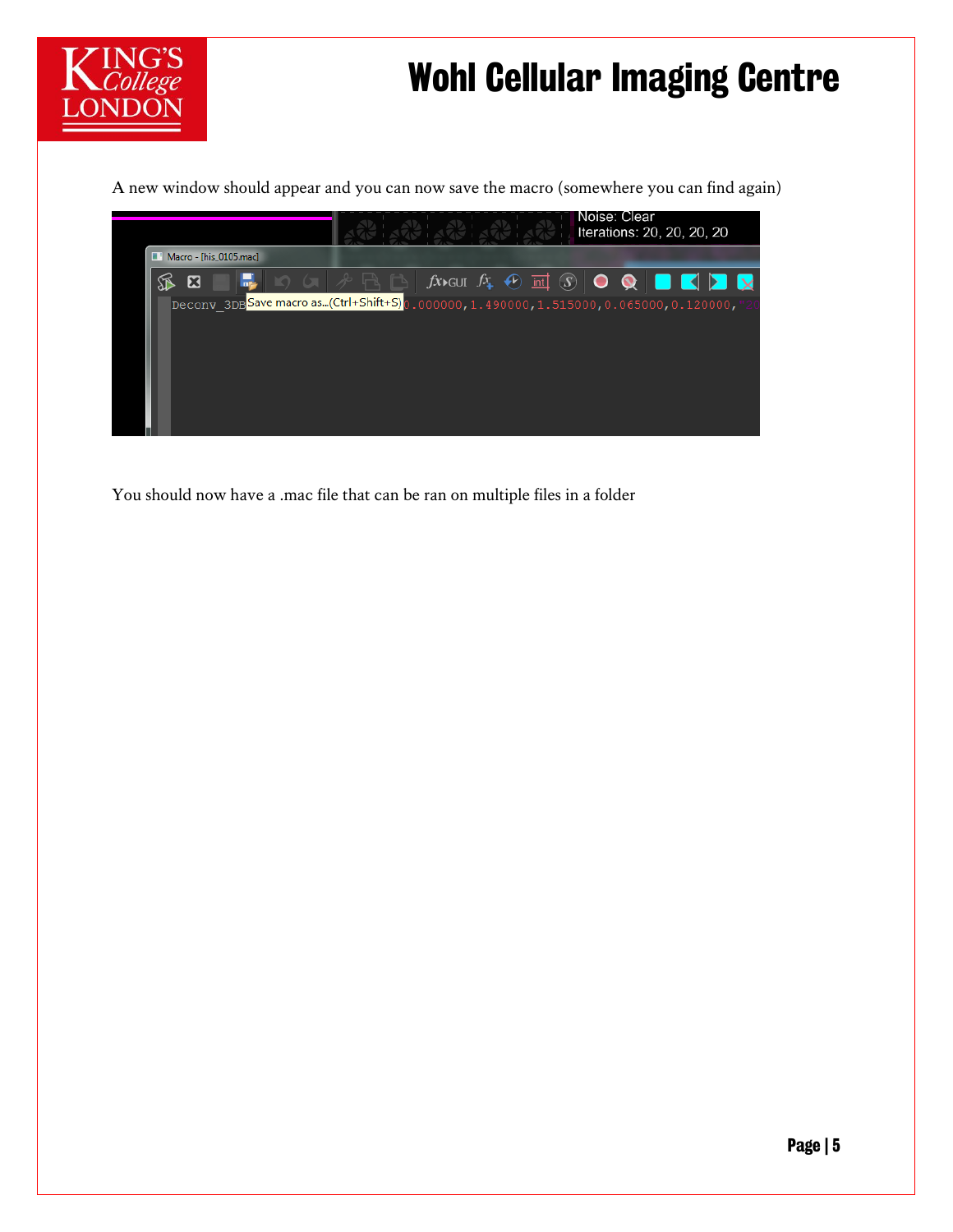A new window should appear and you can now save the macro (somewhere you can find again)

You should now have a .mac file that can be ran on multiple files in a folder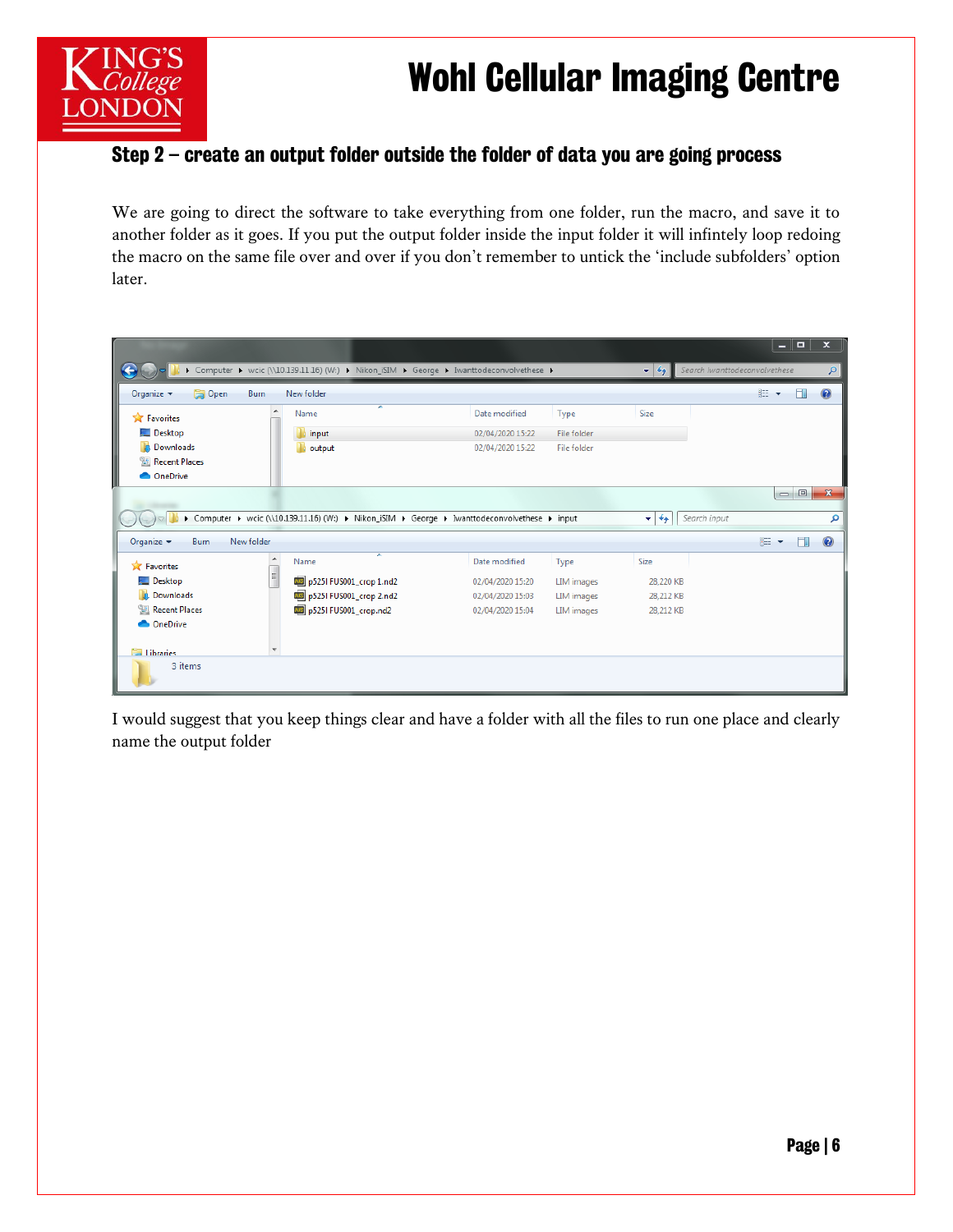## Step 2 – create an output folder outside the folder of data you are going process

We are going to direct the software to take everything from one folder, run the macro, and save it to another folder as it goes. If you put the output folder inside the input folder it will infintely loop redoing the macro on the same file over and over if you don't remember to untick the 'include subfolders' option later.

I would suggest that you keep things clear and have a folder with all the files to run one place and clearly name the output folder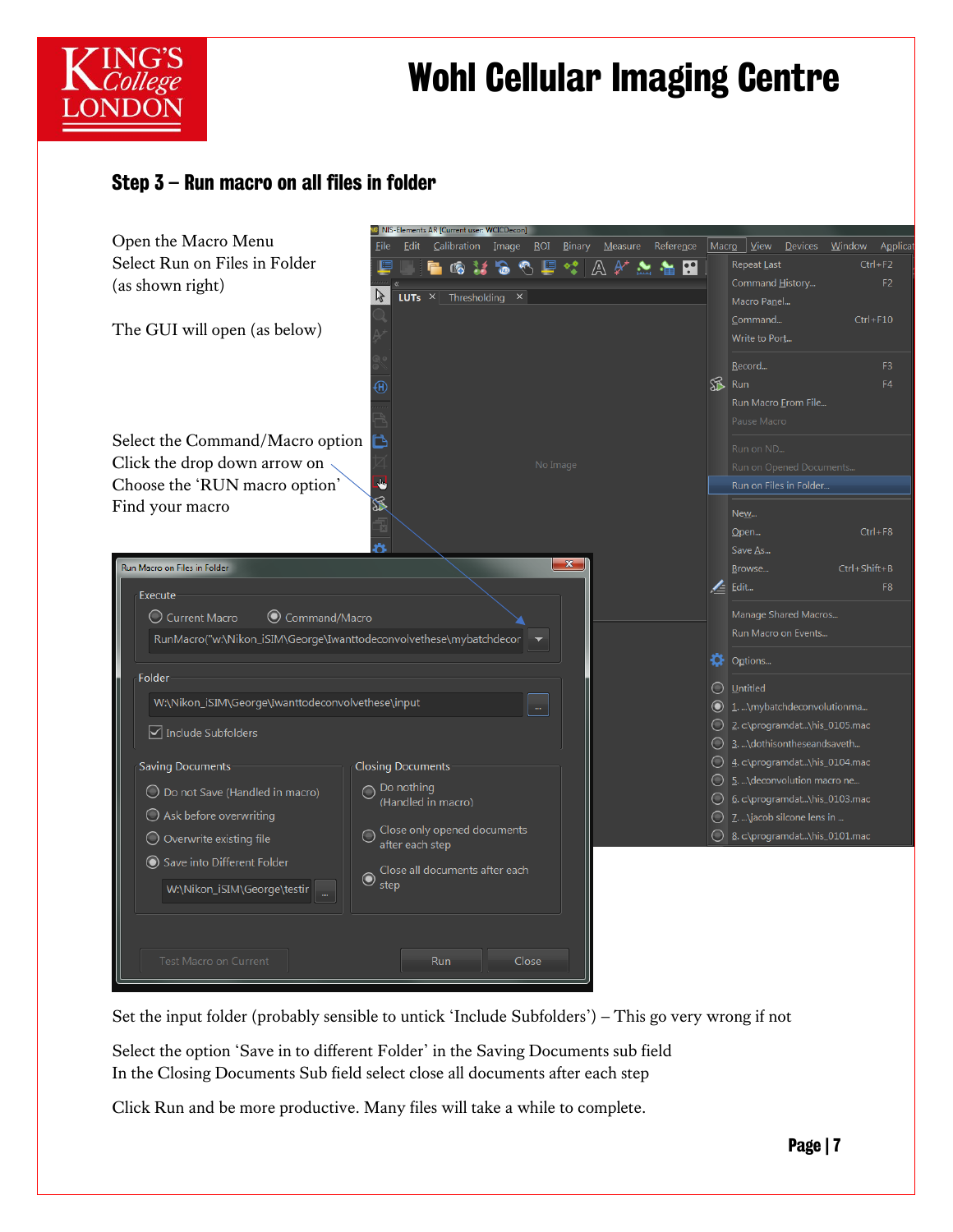# Wohl Cellular Imaging Centre

## Step 3 – Run macro on all files in folder

Open the Macro Menu
Select Run on Files in Folder
(as shown right)

The GUI will open (as below)

Select the Command/Macro option
Click the drop down arrow on
Choose the 'RUN macro option'
Find your macro

Set the input folder (probably sensible to untick 'Include Subfolders') – This go very wrong if not

Select the option 'Save in to different Folder' in the Saving Documents sub field
In the Closing Documents Sub field select close all documents after each step

Click Run and be more productive. Many files will take a while to complete.